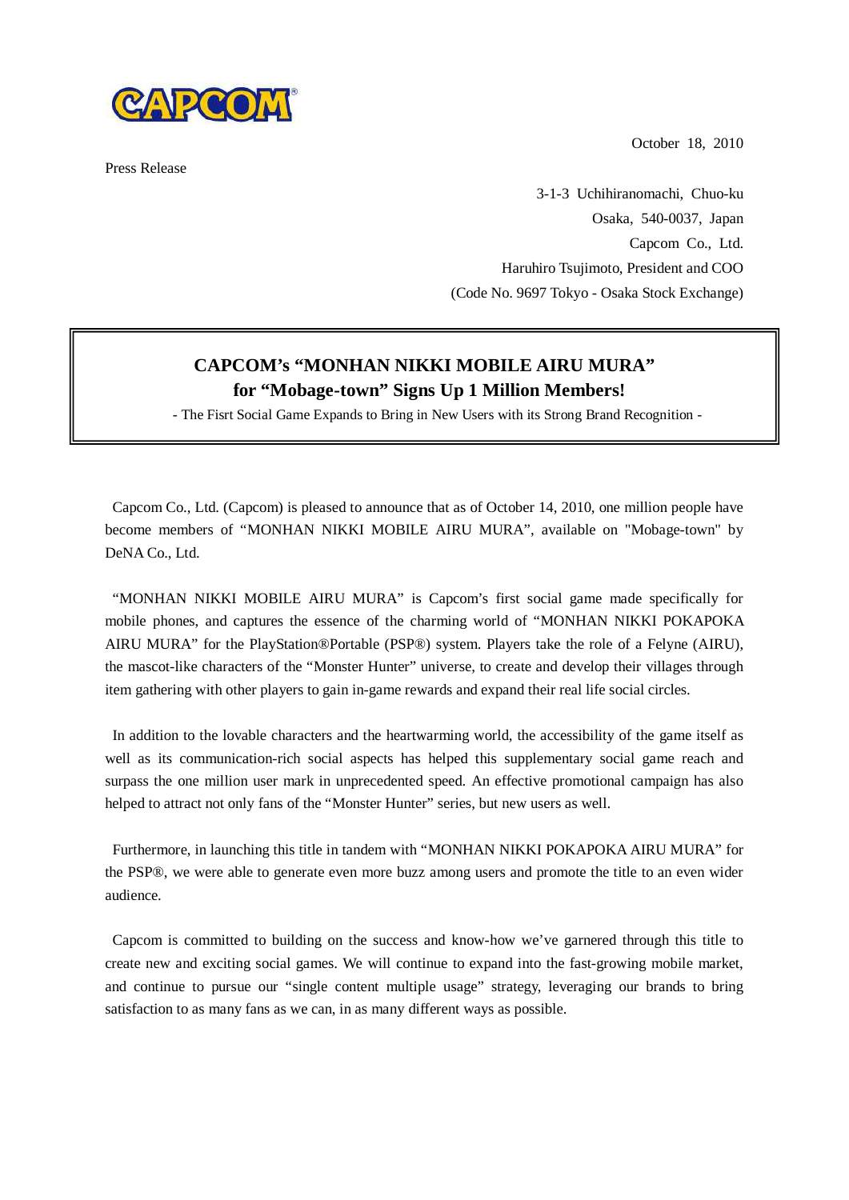CAPCOM®

October 18, 2010

Press Release

3-1-3 Uchihiranomachi, Chuo-ku  
Osaka, 540-0037, Japan  
Capcom Co., Ltd.  
Haruhiro Tsujimoto, President and COO  
(Code No. 9697 Tokyo - Osaka Stock Exchange)

# CAPCOM's "MONHAN NIKKI MOBILE AIRU MURA" for "Mobage-town" Signs Up 1 Million Members!

- The Fisrt Social Game Expands to Bring in New Users with its Strong Brand Recognition -

Capcom Co., Ltd. (Capcom) is pleased to announce that as of October 14, 2010, one million people have become members of "MONHAN NIKKI MOBILE AIRU MURA", available on "Mobage-town" by DeNA Co., Ltd.

"MONHAN NIKKI MOBILE AIRU MURA" is Capcom's first social game made specifically for mobile phones, and captures the essence of the charming world of "MONHAN NIKKI POKAPOKA AIRU MURA" for the PlayStation®Portable (PSP®) system. Players take the role of a Felyne (AIRU), the mascot-like characters of the "Monster Hunter" universe, to create and develop their villages through item gathering with other players to gain in-game rewards and expand their real life social circles.

In addition to the lovable characters and the heartwarming world, the accessibility of the game itself as well as its communication-rich social aspects has helped this supplementary social game reach and surpass the one million user mark in unprecedented speed. An effective promotional campaign has also helped to attract not only fans of the "Monster Hunter" series, but new users as well.

Furthermore, in launching this title in tandem with "MONHAN NIKKI POKAPOKA AIRU MURA" for the PSP®, we were able to generate even more buzz among users and promote the title to an even wider audience.

Capcom is committed to building on the success and know-how we've garnered through this title to create new and exciting social games. We will continue to expand into the fast-growing mobile market, and continue to pursue our "single content multiple usage" strategy, leveraging our brands to bring satisfaction to as many fans as we can, in as many different ways as possible.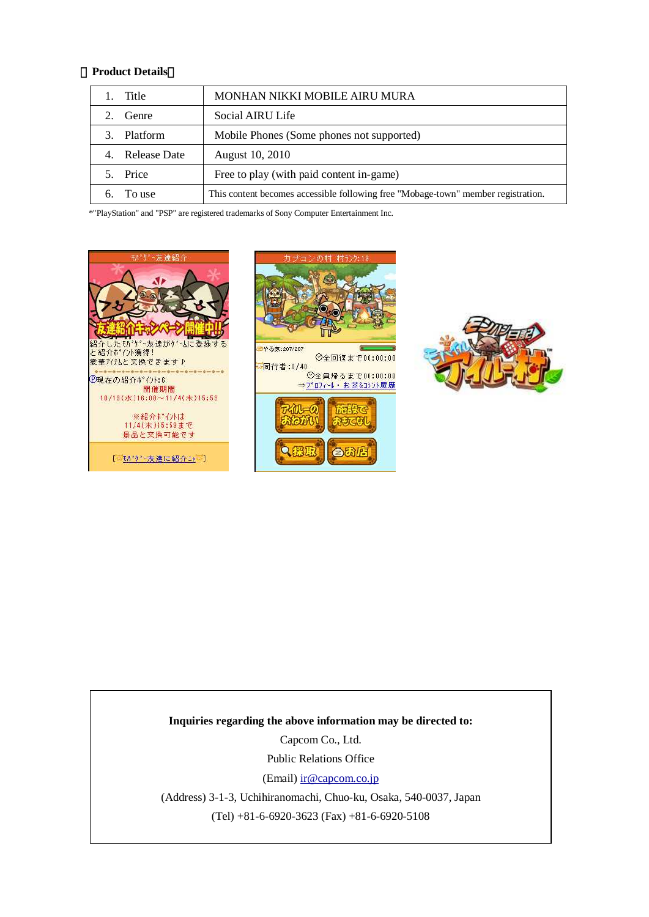【Product Details】

| | |
|---|---|
| 1. Title | MONHAN NIKKI MOBILE AIRU MURA |
| 2. Genre | Social AIRU Life |
| 3. Platform | Mobile Phones (Some phones not supported) |
| 4. Release Date | August 10, 2010 |
| 5. Price | Free to play (with paid content in-game) |
| 6. To use | This content becomes accessible following free "Mobage-town" member registration. |

*"PlayStation" and "PSP" are registered trademarks of Sony Computer Entertainment Inc.

**Inquiries regarding the above information may be directed to:**

Capcom Co., Ltd.

Public Relations Office

(Email) ir@capcom.co.jp

(Address) 3-1-3, Uchihiranomachi, Chuo-ku, Osaka, 540-0037, Japan

(Tel) +81-6-6920-3623 (Fax) +81-6-6920-5108